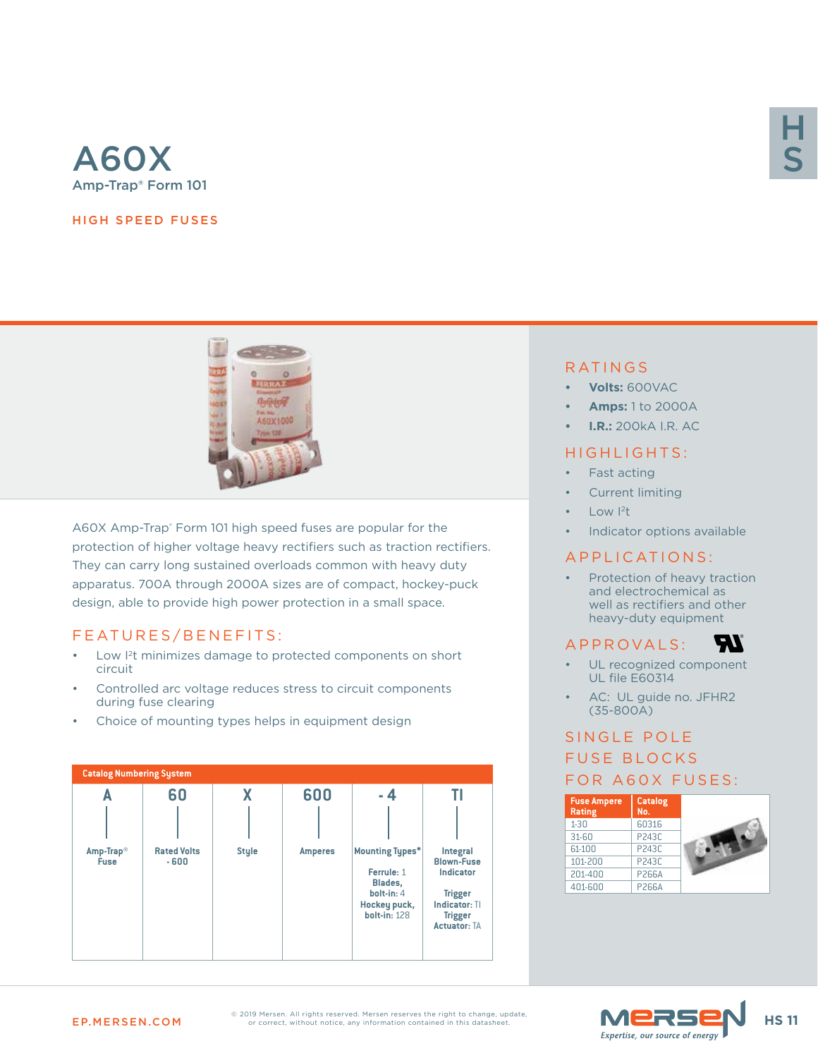# A60X

Amp-Trap® Form 101

## HIGH SPEED FUSES

A60X Amp-Trap® Form 101 high speed fuses are popular for the protection of higher voltage heavy rectifiers such as traction rectifiers. They can carry long sustained overloads common with heavy duty apparatus. 700A through 2000A sizes are of compact, hockey-puck design, able to provide high power protection in a small space.

## FEATURES/BENEFITS:

- Low $I^2t$ minimizes damage to protected components on short circuit
- Controlled arc voltage reduces stress to circuit components during fuse clearing
- Choice of mounting types helps in equipment design

**Catalog Numbering System**

| A | 60 | X | 600 | -4 | TI |
|---|---|---|---|---|---|
| Amp-Trap® Fuse | Rated Volts - 600 | Style | Amperes | Mounting Types* Ferrule: 1 Blades, bolt-in: 4 Hockey puck, bolt-in: 128 | Integral Blown-Fuse Indicator Trigger Indicator: TI Trigger Actuator: TA |

## RATINGS

- **Volts:** 600VAC
- **Amps:** 1 to 2000A
- **I.R.:** 200kA I.R. AC

## HIGHLIGHTS:

- Fast acting
- Current limiting
- Low $I^2t$
- Indicator options available

## APPLICATIONS:

- Protection of heavy traction and electrochemical as well as rectifiers and other heavy-duty equipment

## APPROVALS:

- UL recognized component UL file E60314
- AC: UL guide no. JFHR2 (35-800A)

## SINGLE POLE FUSE BLOCKS FOR A60X FUSES:

| Fuse Ampere Rating | Catalog No. |
|---|---|
| 1-30 | 60316 |
| 31-60 | P243C |
| 61-100 | P243C |
| 101-200 | P243C |
| 201-400 | P266A |
| 401-600 | P266A |

EP.MERSEN.COM

© 2019 Mersen. All rights reserved. Mersen reserves the right to change, update, or correct, without notice, any information contained in this datasheet.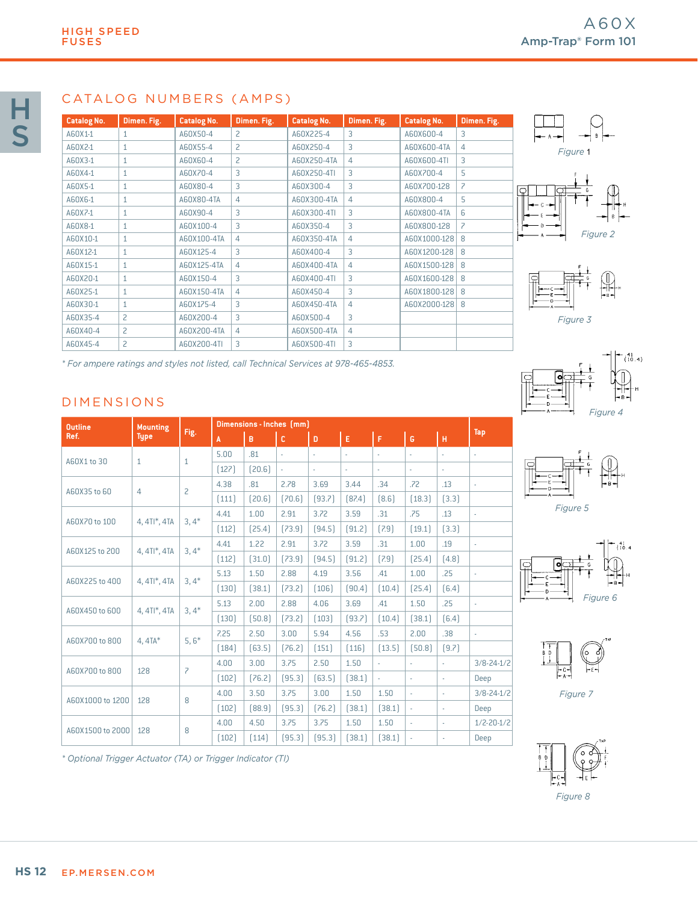## CATALOG NUMBERS (AMPS)

| Catalog No. | Dimen. Fig. | Catalog No. | Dimen. Fig. | Catalog No. | Dimen. Fig. | Catalog No. | Dimen. Fig. |
|---|---|---|---|---|---|---|---|
| A60X1-1 | 1 | A60X50-4 | 2 | A60X225-4 | 3 | A60X600-4 | 3 |
| A60X2-1 | 1 | A60X55-4 | 2 | A60X250-4 | 3 | A60X600-4TA | 4 |
| A60X3-1 | 1 | A60X60-4 | 2 | A60X250-4TA | 4 | A60X600-4TI | 3 |
| A60X4-1 | 1 | A60X70-4 | 3 | A60X250-4TI | 3 | A60X700-4 | 5 |
| A60X5-1 | 1 | A60X80-4 | 3 | A60X300-4 | 3 | A60X700-128 | 7 |
| A60X6-1 | 1 | A60X80-4TA | 4 | A60X300-4TA | 4 | A60X800-4 | 5 |
| A60X7-1 | 1 | A60X90-4 | 3 | A60X300-4TI | 3 | A60X800-4TA | 6 |
| A60X8-1 | 1 | A60X100-4 | 3 | A60X350-4 | 3 | A60X800-128 | 7 |
| A60X10-1 | 1 | A60X100-4TA | 4 | A60X350-4TA | 4 | A60X1000-128 | 8 |
| A60X12-1 | 1 | A60X125-4 | 3 | A60X400-4 | 3 | A60X1200-128 | 8 |
| A60X15-1 | 1 | A60X125-4TA | 4 | A60X400-4TA | 4 | A60X1500-128 | 8 |
| A60X20-1 | 1 | A60X150-4 | 3 | A60X400-4TI | 3 | A60X1600-128 | 8 |
| A60X25-1 | 1 | A60X150-4TA | 4 | A60X450-4 | 3 | A60X1800-128 | 8 |
| A60X30-1 | 1 | A60X175-4 | 3 | A60X450-4TA | 4 | A60X2000-128 | 8 |
| A60X35-4 | 2 | A60X200-4 | 3 | A60X500-4 | 3 | | |
| A60X40-4 | 2 | A60X200-4TA | 4 | A60X500-4TA | 4 | | |
| A60X45-4 | 2 | A60X200-4TI | 3 | A60X500-4TI | 3 | | |

*\* For ampere ratings and styles not listed, call Technical Services at 978-465-4853.*

## DIMENSIONS

| Outline Ref. | Mounting Type | Fig. | Dimensions - Inches (mm) | | | | | | | | Tap |
|---|---|---|---|---|---|---|---|---|---|---|---|
| | | | A | B | C | D | E | F | G | H | |
| A60X1 to 30 | 1 | 1 | 5.00 (127) | .81 (20.6) | - | - | - | - | - | - | - |
| A60X35 to 60 | 4 | 2 | 4.38 (111) | .81 (20.6) | 2.78 (70.6) | 3.69 (93.7) | 3.44 (87.4) | .34 (8.6) | .72 (18.3) | .13 (3.3) | - |
| A60X70 to 100 | 4, 4TI*, 4TA | 3, 4* | 4.41 (112) | 1.00 (25.4) | 2.91 (73.9) | 3.72 (94.5) | 3.59 (91.2) | .31 (7.9) | .75 (19.1) | .13 (3.3) | - |
| A60X125 to 200 | 4, 4TI*, 4TA | 3, 4* | 4.41 (112) | 1.22 (31.0) | 2.91 (73.9) | 3.72 (94.5) | 3.59 (91.2) | .31 (7.9) | 1.00 (25.4) | .19 (4.8) | - |
| A60X225 to 400 | 4, 4TI*, 4TA | 3, 4* | 5.13 (130) | 1.50 (38.1) | 2.88 (73.2) | 4.19 (106) | 3.56 (90.4) | .41 (10.4) | 1.00 (25.4) | .25 (6.4) | - |
| A60X450 to 600 | 4, 4TI*, 4TA | 3, 4* | 5.13 (130) | 2.00 (50.8) | 2.88 (73.2) | 4.06 (103) | 3.69 (93.7) | .41 (10.4) | 1.50 (38.1) | .25 (6.4) | - |
| A60X700 to 800 | 4, 4TA* | 5, 6* | 7.25 (184) | 2.50 (63.5) | 3.00 (76.2) | 5.94 (151) | 4.56 (116) | .53 (13.5) | 2.00 (50.8) | .38 (9.7) | - |
| A60X700 to 800 | 128 | 7 | 4.00 (102) | 3.00 (76.2) | 3.75 (95.3) | 2.50 (63.5) | 1.50 (38.1) | - | - | - | 3/8-24-1/2 Deep |
| A60X1000 to 1200 | 128 | 8 | 4.00 (102) | 3.50 (88.9) | 3.75 (95.3) | 3.00 (76.2) | 1.50 (38.1) | 1.50 (38.1) | - | - | 3/8-24-1/2 Deep |
| A60X1500 to 2000 | 128 | 8 | 4.00 (102) | 4.50 (114) | 3.75 (95.3) | 3.75 (95.3) | 1.50 (38.1) | 1.50 (38.1) | - | - | 1/2-20-1/2 Deep |

*\* Optional Trigger Actuator (TA) or Trigger Indicator (TI)*

Figure 1

Figure 2

Figure 3

Figure 4

Figure 5

Figure 6

Figure 7

Figure 8